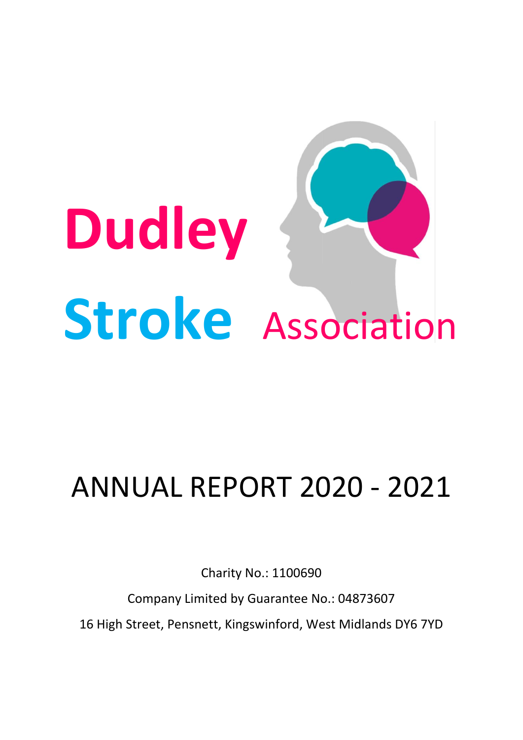# Dudley Stroke Association

# ANNUAL REPORT 2020 - 2021

Charity No.: 1100690

Company Limited by Guarantee No.: 04873607

16 High Street, Pensnett, Kingswinford, West Midlands DY6 7YD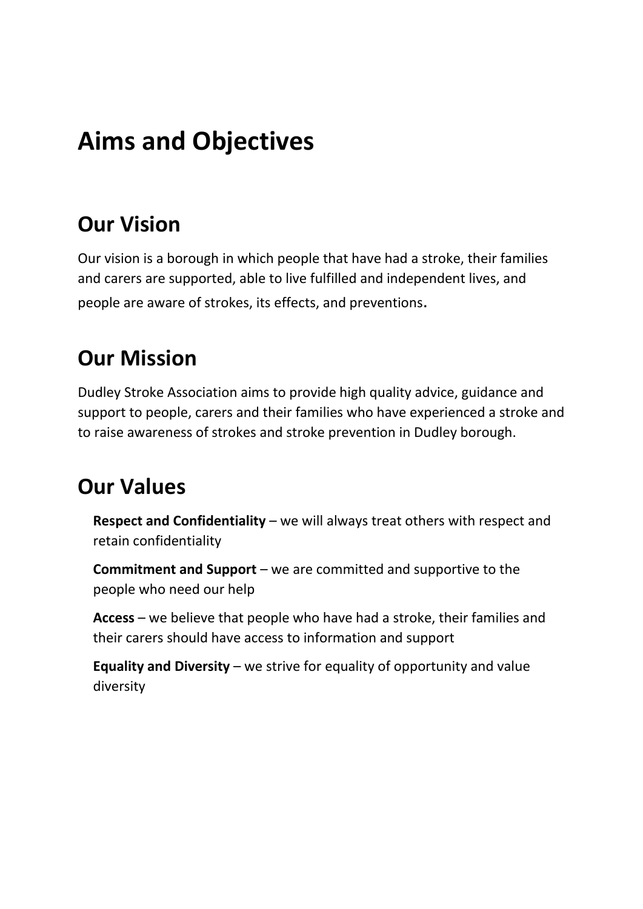# Aims and Objectives

## Our Vision

Our vision is a borough in which people that have had a stroke, their families and carers are supported, able to live fulfilled and independent lives, and people are aware of strokes, its effects, and preventions.

## Our Mission

Dudley Stroke Association aims to provide high quality advice, guidance and support to people, carers and their families who have experienced a stroke and to raise awareness of strokes and stroke prevention in Dudley borough.

## Our Values

**Respect and Confidentiality** – we will always treat others with respect and retain confidentiality

**Commitment and Support** – we are committed and supportive to the people who need our help

**Access** – we believe that people who have had a stroke, their families and their carers should have access to information and support

**Equality and Diversity** – we strive for equality of opportunity and value diversity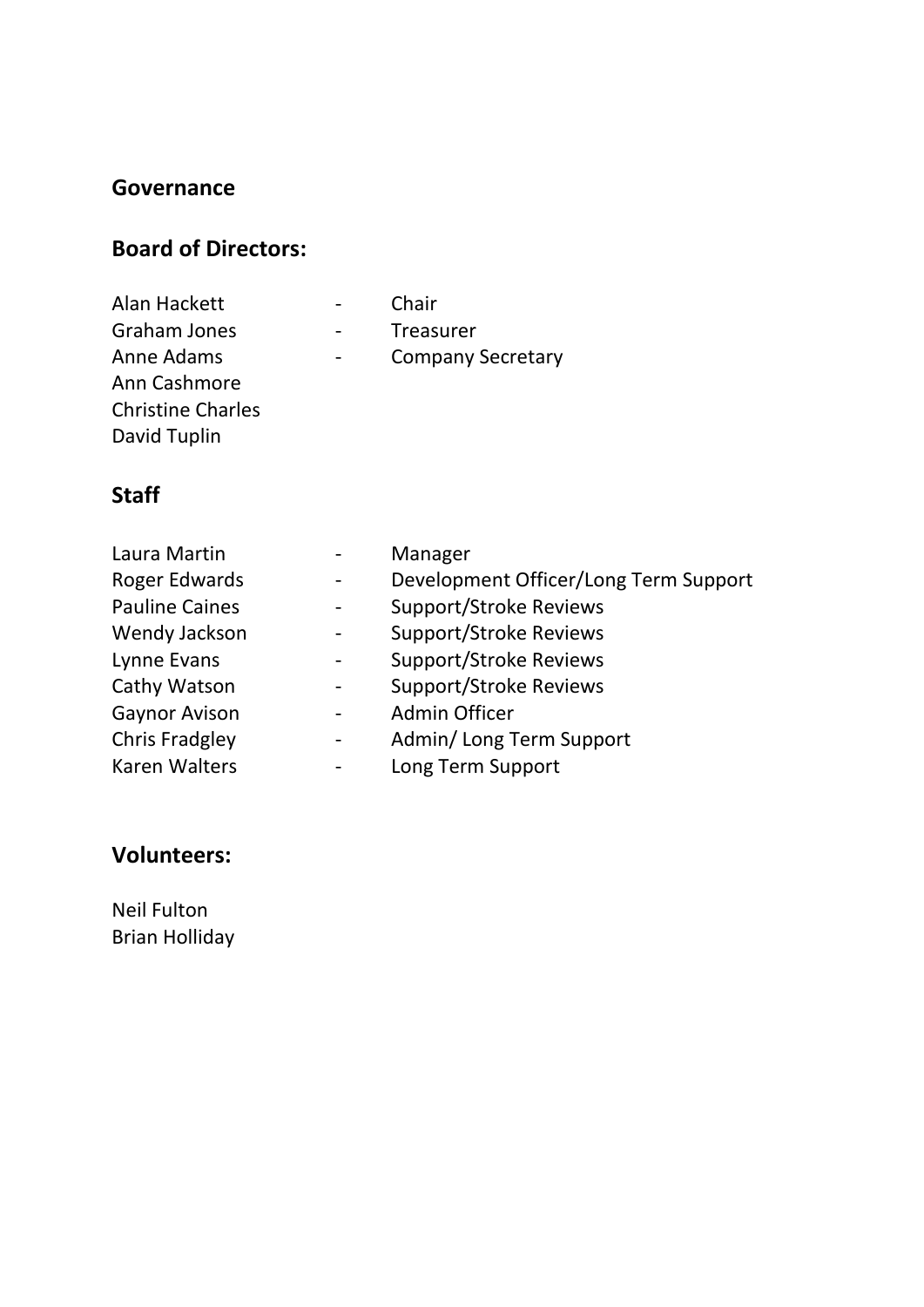## Governance

## Board of Directors:

Alan Hackett - Chair
Graham Jones - Treasurer
Anne Adams - Company Secretary
Ann Cashmore
Christine Charles
David Tuplin

## Staff

Laura Martin - Manager
Roger Edwards - Development Officer/Long Term Support
Pauline Caines - Support/Stroke Reviews
Wendy Jackson - Support/Stroke Reviews
Lynne Evans - Support/Stroke Reviews
Cathy Watson - Support/Stroke Reviews
Gaynor Avison - Admin Officer
Chris Fradgley - Admin/ Long Term Support
Karen Walters - Long Term Support

## Volunteers:

Neil Fulton
Brian Holliday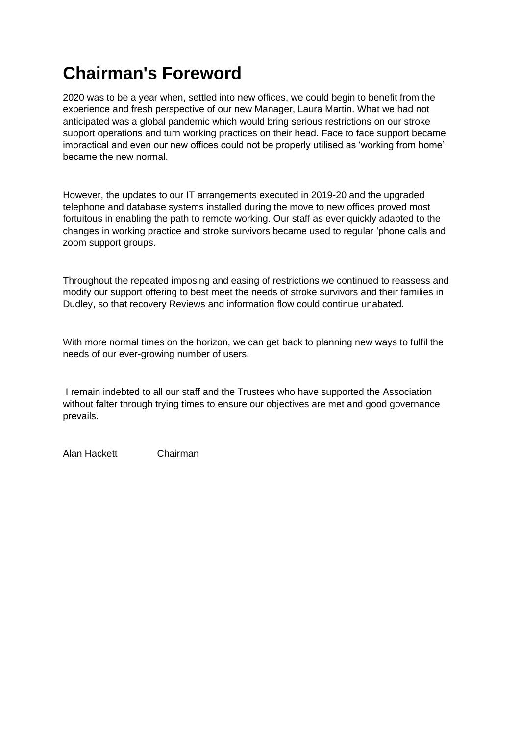# Chairman's Foreword

2020 was to be a year when, settled into new offices, we could begin to benefit from the experience and fresh perspective of our new Manager, Laura Martin. What we had not anticipated was a global pandemic which would bring serious restrictions on our stroke support operations and turn working practices on their head. Face to face support became impractical and even our new offices could not be properly utilised as 'working from home' became the new normal.

However, the updates to our IT arrangements executed in 2019-20 and the upgraded telephone and database systems installed during the move to new offices proved most fortuitous in enabling the path to remote working. Our staff as ever quickly adapted to the changes in working practice and stroke survivors became used to regular 'phone calls and zoom support groups.

Throughout the repeated imposing and easing of restrictions we continued to reassess and modify our support offering to best meet the needs of stroke survivors and their families in Dudley, so that recovery Reviews and information flow could continue unabated.

With more normal times on the horizon, we can get back to planning new ways to fulfil the needs of our ever-growing number of users.

I remain indebted to all our staff and the Trustees who have supported the Association without falter through trying times to ensure our objectives are met and good governance prevails.

Alan Hackett Chairman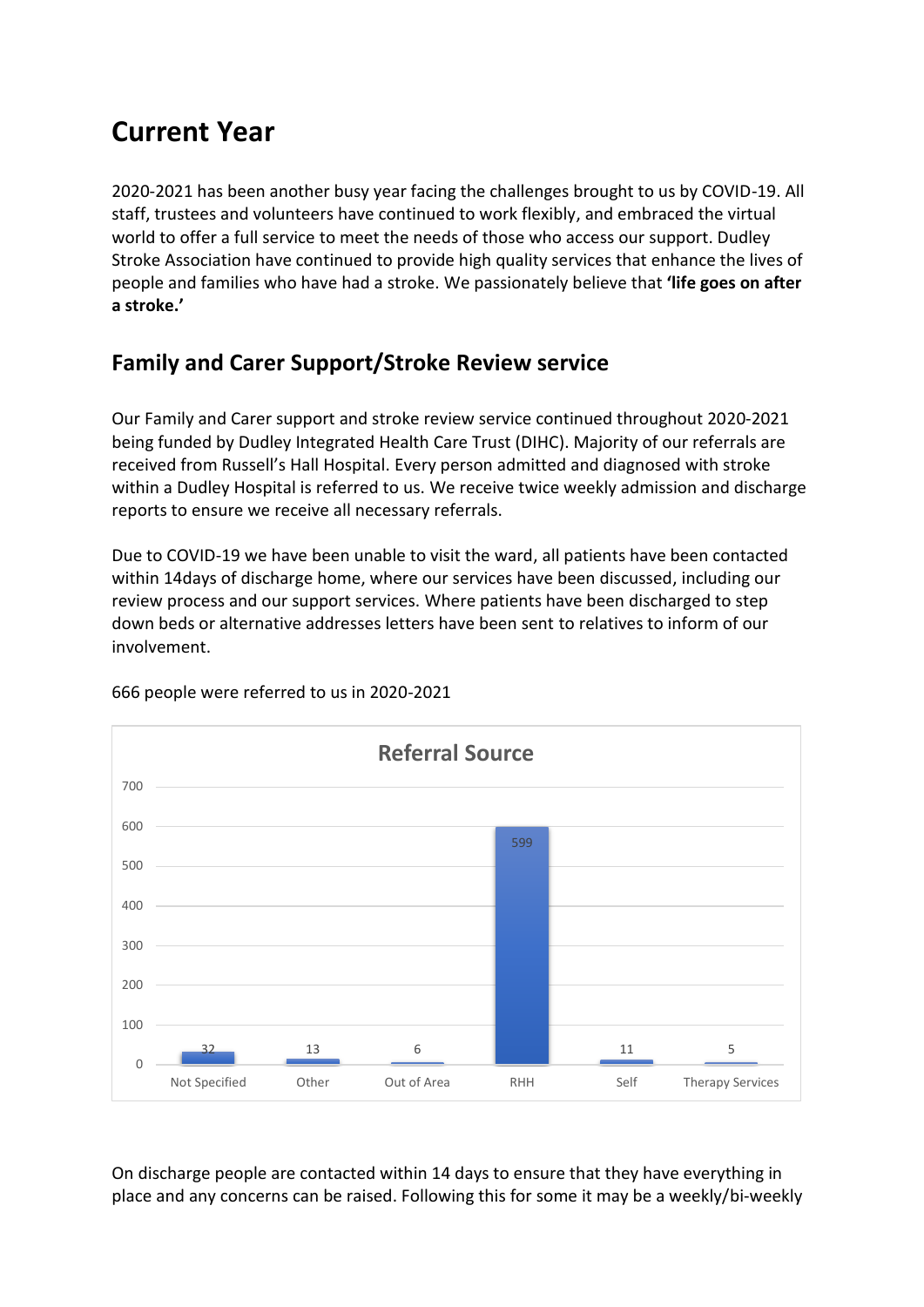# Current Year

2020-2021 has been another busy year facing the challenges brought to us by COVID-19. All staff, trustees and volunteers have continued to work flexibly, and embraced the virtual world to offer a full service to meet the needs of those who access our support. Dudley Stroke Association have continued to provide high quality services that enhance the lives of people and families who have had a stroke. We passionately believe that **'life goes on after a stroke.'**

## Family and Carer Support/Stroke Review service

Our Family and Carer support and stroke review service continued throughout 2020-2021 being funded by Dudley Integrated Health Care Trust (DIHC). Majority of our referrals are received from Russell's Hall Hospital. Every person admitted and diagnosed with stroke within a Dudley Hospital is referred to us. We receive twice weekly admission and discharge reports to ensure we receive all necessary referrals.

Due to COVID-19 we have been unable to visit the ward, all patients have been contacted within 14days of discharge home, where our services have been discussed, including our review process and our support services. Where patients have been discharged to step down beds or alternative addresses letters have been sent to relatives to inform of our involvement.

666 people were referred to us in 2020-2021

**Referral Source**

| Not Specified | Other | Out of Area | RHH | Self | Therapy Services |
|---|---|---|---|---|---|
| 32 | 13 | 6 | 599 | 11 | 5 |

On discharge people are contacted within 14 days to ensure that they have everything in place and any concerns can be raised. Following this for some it may be a weekly/bi-weekly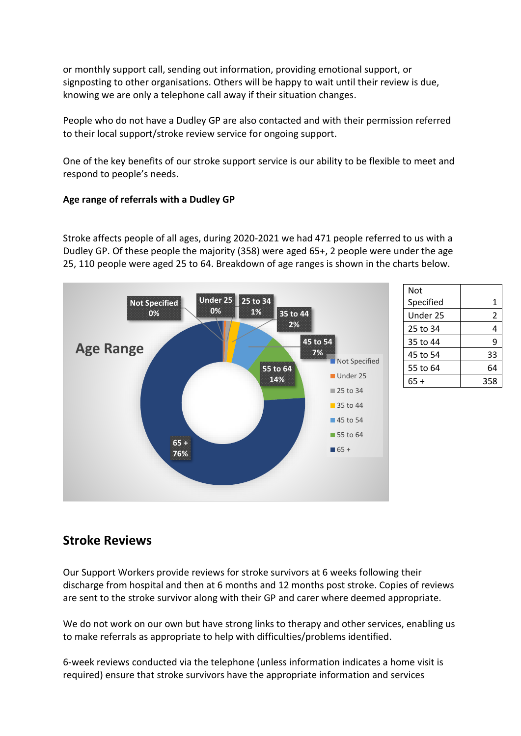or monthly support call, sending out information, providing emotional support, or signposting to other organisations. Others will be happy to wait until their review is due, knowing we are only a telephone call away if their situation changes.

People who do not have a Dudley GP are also contacted and with their permission referred to their local support/stroke review service for ongoing support.

One of the key benefits of our stroke support service is our ability to be flexible to meet and respond to people's needs.

**Age range of referrals with a Dudley GP**

Stroke affects people of all ages, during 2020-2021 we had 471 people referred to us with a Dudley GP. Of these people the majority (358) were aged 65+, 2 people were under the age 25, 110 people were aged 25 to 64. Breakdown of age ranges is shown in the charts below.

Age Range

| | |
|---|---|
| Not Specified | 1 |
| Under 25 | 2 |
| 25 to 34 | 4 |
| 35 to 44 | 9 |
| 45 to 54 | 33 |
| 55 to 64 | 64 |
| 65 + | 358 |

## Stroke Reviews

Our Support Workers provide reviews for stroke survivors at 6 weeks following their discharge from hospital and then at 6 months and 12 months post stroke. Copies of reviews are sent to the stroke survivor along with their GP and carer where deemed appropriate.

We do not work on our own but have strong links to therapy and other services, enabling us to make referrals as appropriate to help with difficulties/problems identified.

6-week reviews conducted via the telephone (unless information indicates a home visit is required) ensure that stroke survivors have the appropriate information and services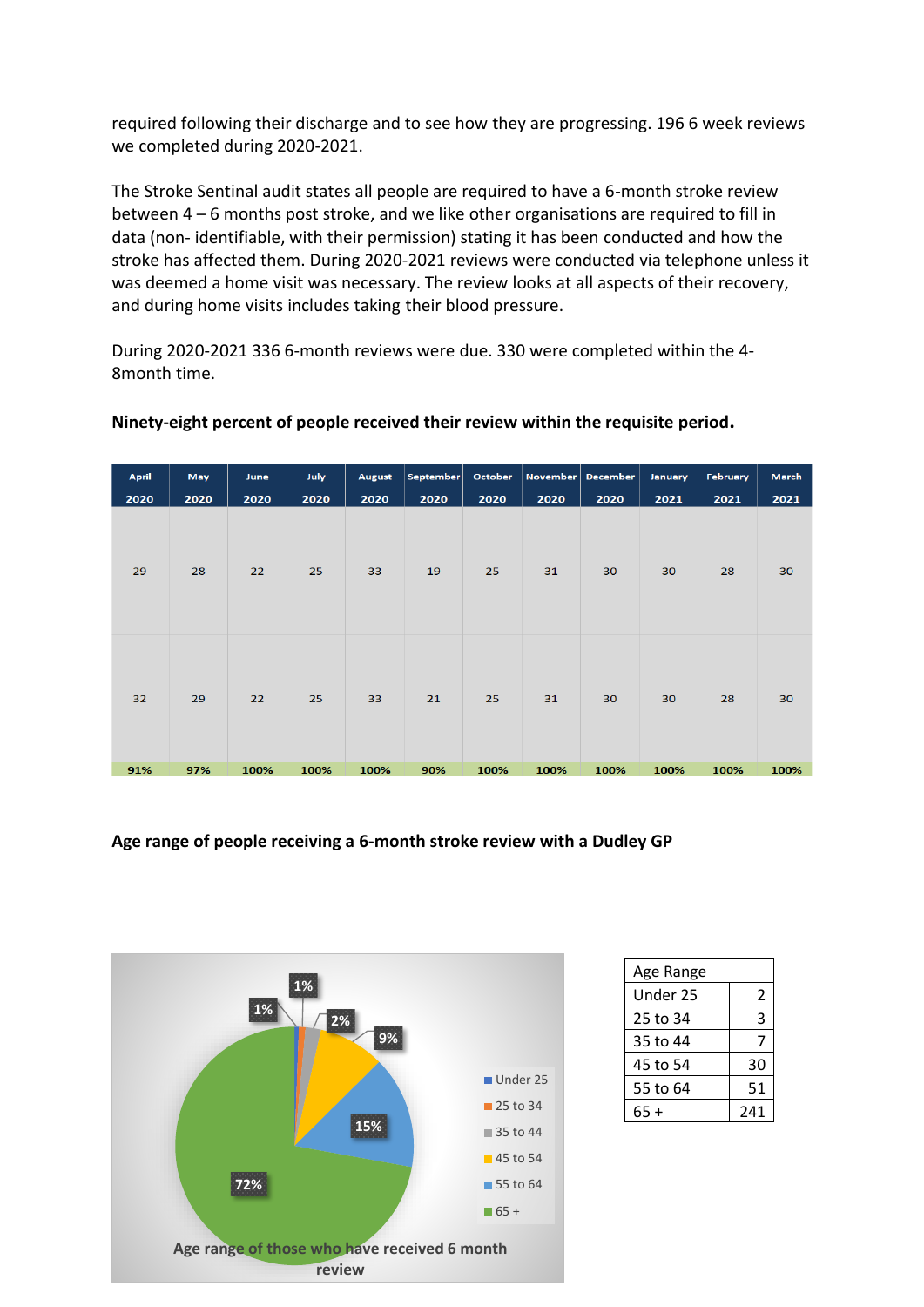required following their discharge and to see how they are progressing. 196 6 week reviews we completed during 2020-2021.

The Stroke Sentinal audit states all people are required to have a 6-month stroke review between 4 – 6 months post stroke, and we like other organisations are required to fill in data (non- identifiable, with their permission) stating it has been conducted and how the stroke has affected them. During 2020-2021 reviews were conducted via telephone unless it was deemed a home visit was necessary. The review looks at all aspects of their recovery, and during home visits includes taking their blood pressure.

During 2020-2021 336 6-month reviews were due. 330 were completed within the 4-8month time.

**Ninety-eight percent of people received their review within the requisite period.**

| April 2020 | May 2020 | June 2020 | July 2020 | August 2020 | September 2020 | October 2020 | November 2020 | December 2020 | January 2021 | February 2021 | March 2021 |
|---|---|---|---|---|---|---|---|---|---|---|---|
| 29 | 28 | 22 | 25 | 33 | 19 | 25 | 31 | 30 | 30 | 28 | 30 |
| 32 | 29 | 22 | 25 | 33 | 21 | 25 | 31 | 30 | 30 | 28 | 30 |
| 91% | 97% | 100% | 100% | 100% | 90% | 100% | 100% | 100% | 100% | 100% | 100% |

**Age range of people receiving a 6-month stroke review with a Dudley GP**

Age range of those who have received 6 month review

| Age Range | |
|---|---|
| Under 25 | 2 |
| 25 to 34 | 3 |
| 35 to 44 | 7 |
| 45 to 54 | 30 |
| 55 to 64 | 51 |
| 65 + | 241 |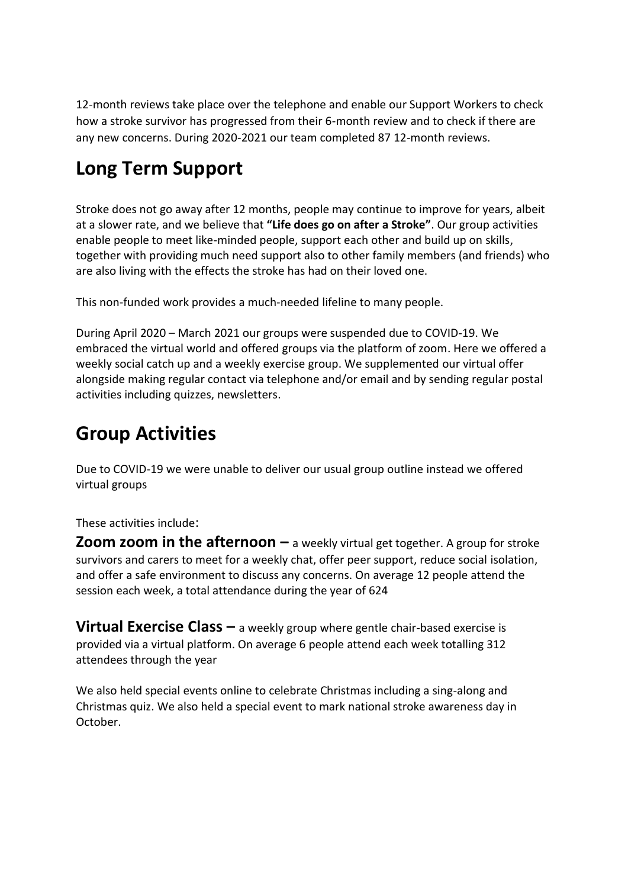12-month reviews take place over the telephone and enable our Support Workers to check how a stroke survivor has progressed from their 6-month review and to check if there are any new concerns. During 2020-2021 our team completed 87 12-month reviews.

## Long Term Support

Stroke does not go away after 12 months, people may continue to improve for years, albeit at a slower rate, and we believe that **"Life does go on after a Stroke"**. Our group activities enable people to meet like-minded people, support each other and build up on skills, together with providing much need support also to other family members (and friends) who are also living with the effects the stroke has had on their loved one.

This non-funded work provides a much-needed lifeline to many people.

During April 2020 – March 2021 our groups were suspended due to COVID-19. We embraced the virtual world and offered groups via the platform of zoom. Here we offered a weekly social catch up and a weekly exercise group. We supplemented our virtual offer alongside making regular contact via telephone and/or email and by sending regular postal activities including quizzes, newsletters.

## Group Activities

Due to COVID-19 we were unable to deliver our usual group outline instead we offered virtual groups

These activities include:

**Zoom zoom in the afternoon –** a weekly virtual get together. A group for stroke survivors and carers to meet for a weekly chat, offer peer support, reduce social isolation, and offer a safe environment to discuss any concerns. On average 12 people attend the session each week, a total attendance during the year of 624

**Virtual Exercise Class –** a weekly group where gentle chair-based exercise is provided via a virtual platform. On average 6 people attend each week totalling 312 attendees through the year

We also held special events online to celebrate Christmas including a sing-along and Christmas quiz. We also held a special event to mark national stroke awareness day in October.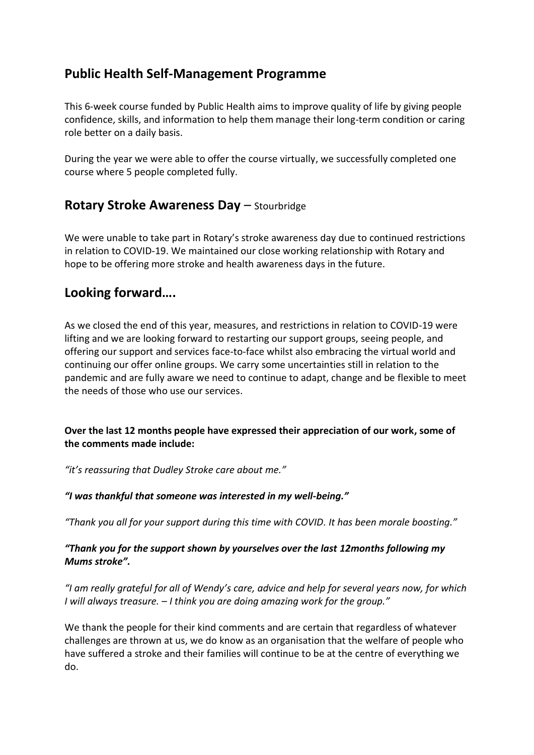## Public Health Self-Management Programme

This 6-week course funded by Public Health aims to improve quality of life by giving people confidence, skills, and information to help them manage their long-term condition or caring role better on a daily basis.

During the year we were able to offer the course virtually, we successfully completed one course where 5 people completed fully.

## Rotary Stroke Awareness Day – Stourbridge

We were unable to take part in Rotary's stroke awareness day due to continued restrictions in relation to COVID-19. We maintained our close working relationship with Rotary and hope to be offering more stroke and health awareness days in the future.

## Looking forward….

As we closed the end of this year, measures, and restrictions in relation to COVID-19 were lifting and we are looking forward to restarting our support groups, seeing people, and offering our support and services face-to-face whilst also embracing the virtual world and continuing our offer online groups. We carry some uncertainties still in relation to the pandemic and are fully aware we need to continue to adapt, change and be flexible to meet the needs of those who use our services.

**Over the last 12 months people have expressed their appreciation of our work, some of the comments made include:**

*"it's reassuring that Dudley Stroke care about me."*

***"I was thankful that someone was interested in my well-being."***

*"Thank you all for your support during this time with COVID. It has been morale boosting."*

***"Thank you for the support shown by yourselves over the last 12months following my Mums stroke".***

*"I am really grateful for all of Wendy's care, advice and help for several years now, for which I will always treasure. – I think you are doing amazing work for the group."*

We thank the people for their kind comments and are certain that regardless of whatever challenges are thrown at us, we do know as an organisation that the welfare of people who have suffered a stroke and their families will continue to be at the centre of everything we do.